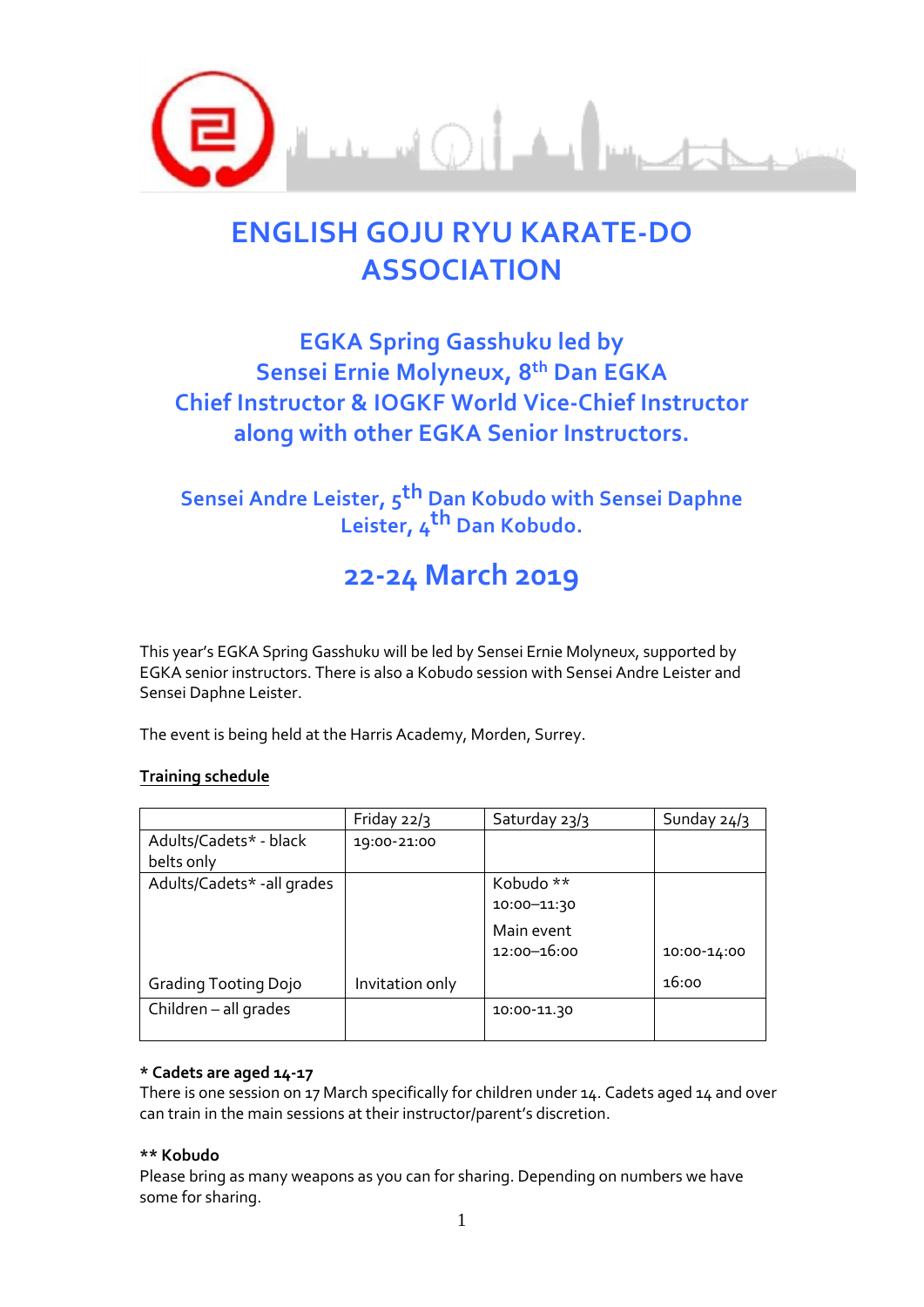# ENGLISH GOJU RYU KARATE-DO ASSOCIATION

## EGKA Spring Gasshuku led by Sensei Ernie Molyneux, 8$^{th}$ Dan EGKA Chief Instructor & IOGKF World Vice-Chief Instructor along with other EGKA Senior Instructors.

### Sensei Andre Leister, 5$^{th}$ Dan Kobudo with Sensei Daphne Leister, 4$^{th}$ Dan Kobudo.

## 22-24 March 2019

This year's EGKA Spring Gasshuku will be led by Sensei Ernie Molyneux, supported by EGKA senior instructors. There is also a Kobudo session with Sensei Andre Leister and Sensei Daphne Leister.

The event is being held at the Harris Academy, Morden, Surrey.

**Training schedule**

| | Friday 22/3 | Saturday 23/3 | Sunday 24/3 |
|---|---|---|---|
| Adults/Cadets* - black belts only | 19:00-21:00 | | |
| Adults/Cadets* -all grades | | Kobudo ** 10:00–11:30<br>Main event 12:00–16:00 | 10:00-14:00 |
| Grading Tooting Dojo | Invitation only | | 16:00 |
| Children – all grades | | 10:00-11.30 | |

**\* Cadets are aged 14-17**

There is one session on 17 March specifically for children under 14. Cadets aged 14 and over can train in the main sessions at their instructor/parent's discretion.

**\*\* Kobudo**

Please bring as many weapons as you can for sharing. Depending on numbers we have some for sharing.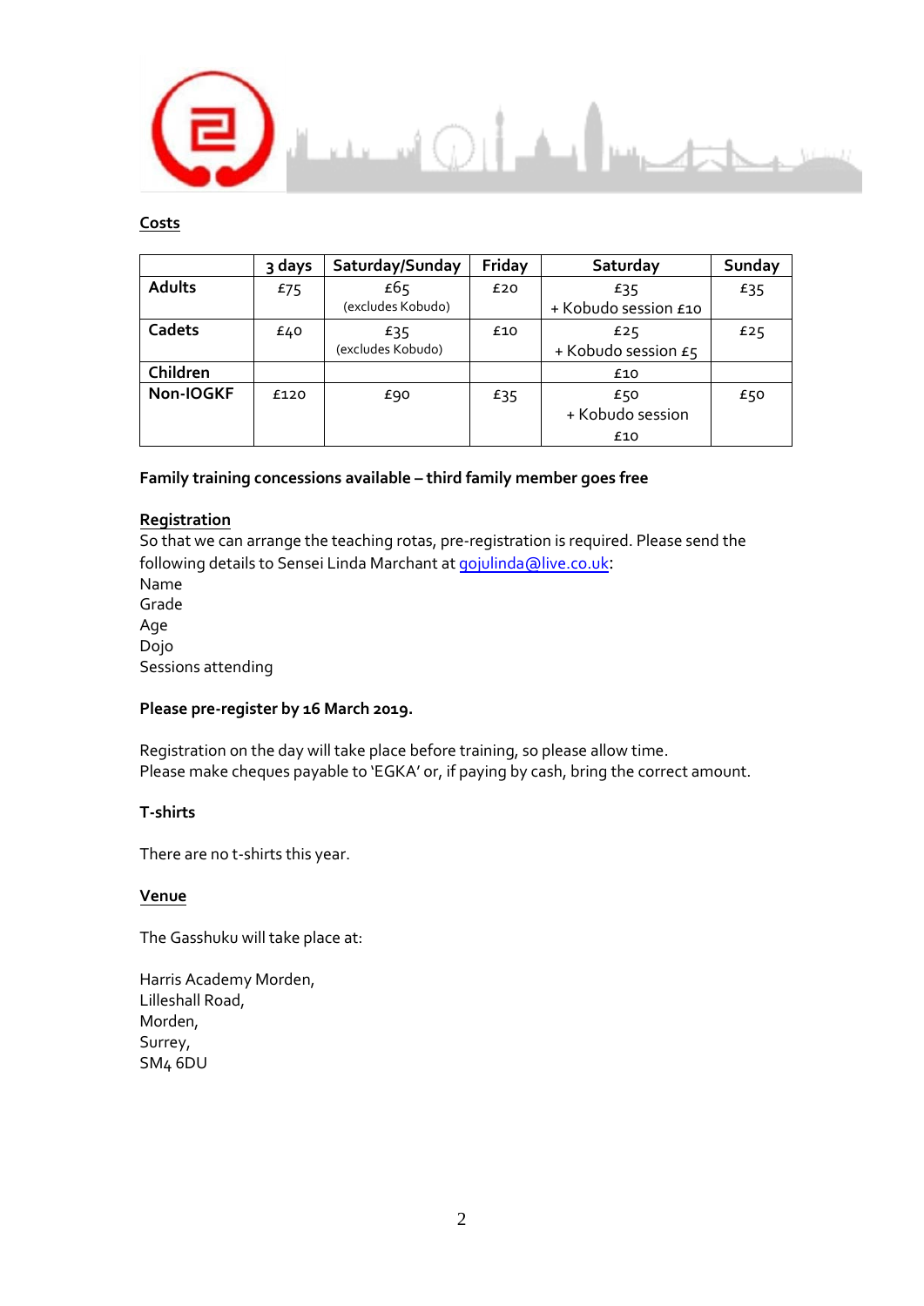## Costs

| | 3 days | Saturday/Sunday | Friday | Saturday | Sunday |
|---|---|---|---|---|---|
| **Adults** | £75 | £65 (excludes Kobudo) | £20 | £35 + Kobudo session £10 | £35 |
| **Cadets** | £40 | £35 (excludes Kobudo) | £10 | £25 + Kobudo session £5 | £25 |
| **Children** | | | | £10 | |
| **Non-IOGKF** | £120 | £90 | £35 | £50 + Kobudo session £10 | £50 |

**Family training concessions available – third family member goes free**

## Registration

So that we can arrange the teaching rotas, pre-registration is required. Please send the following details to Sensei Linda Marchant at gojulinda@live.co.uk:

Name
Grade
Age
Dojo
Sessions attending

**Please pre-register by 16 March 2019.**

Registration on the day will take place before training, so please allow time.
Please make cheques payable to 'EGKA' or, if paying by cash, bring the correct amount.

**T-shirts**

There are no t-shirts this year.

## Venue

The Gasshuku will take place at:

Harris Academy Morden,
Lilleshall Road,
Morden,
Surrey,
SM4 6DU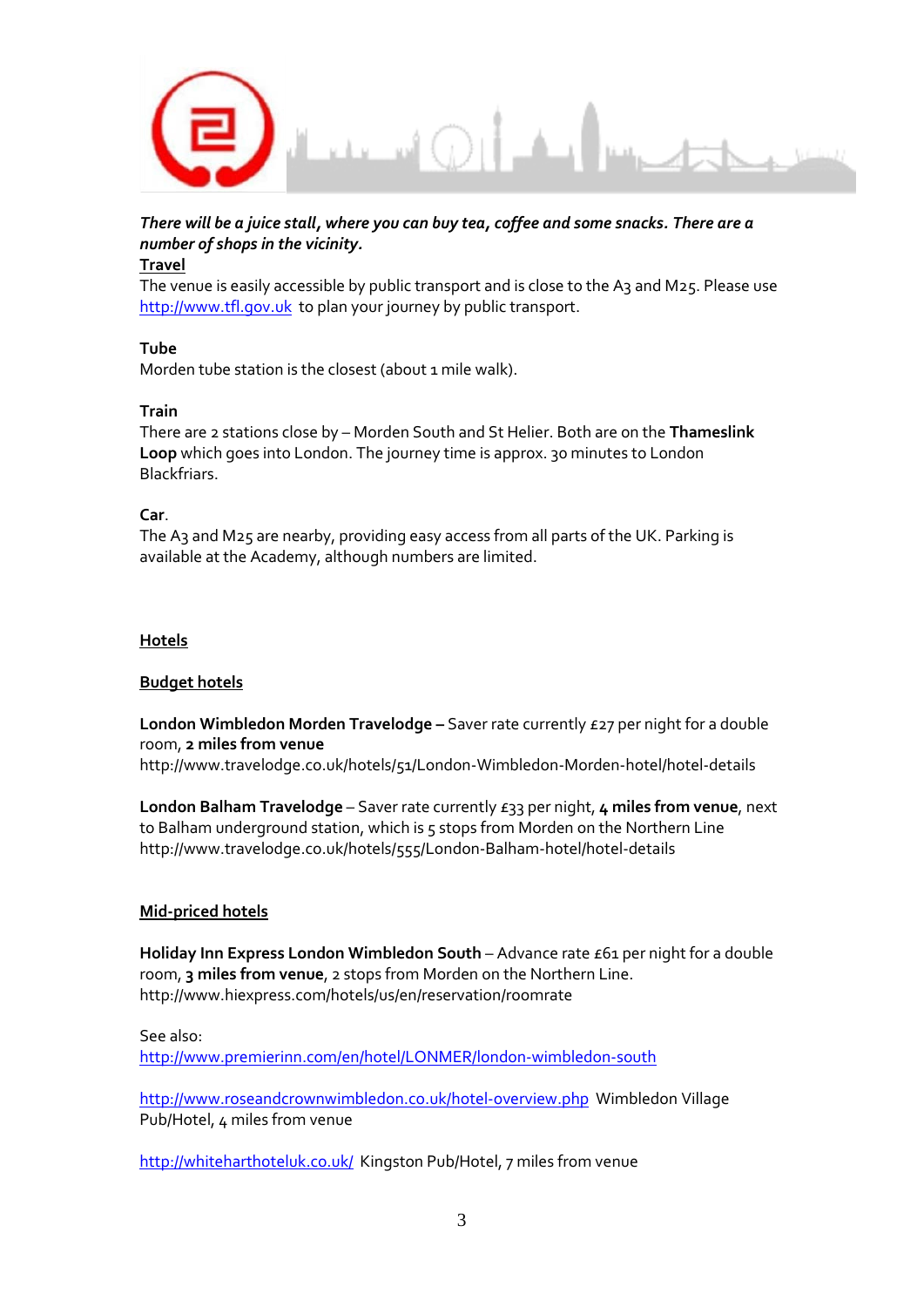***There will be a juice stall, where you can buy tea, coffee and some snacks. There are a number of shops in the vicinity.***

## Travel

The venue is easily accessible by public transport and is close to the A3 and M25. Please use http://www.tfl.gov.uk to plan your journey by public transport.

### Tube

Morden tube station is the closest (about 1 mile walk).

### Train

There are 2 stations close by – Morden South and St Helier. Both are on the **Thameslink Loop** which goes into London. The journey time is approx. 30 minutes to London Blackfriars.

### Car.

The A3 and M25 are nearby, providing easy access from all parts of the UK. Parking is available at the Academy, although numbers are limited.

## Hotels

### Budget hotels

**London Wimbledon Morden Travelodge –** Saver rate currently £27 per night for a double room, **2 miles from venue**
http://www.travelodge.co.uk/hotels/51/London-Wimbledon-Morden-hotel/hotel-details

**London Balham Travelodge** – Saver rate currently £33 per night, **4 miles from venue**, next to Balham underground station, which is 5 stops from Morden on the Northern Line
http://www.travelodge.co.uk/hotels/555/London-Balham-hotel/hotel-details

### Mid-priced hotels

**Holiday Inn Express London Wimbledon South** – Advance rate £61 per night for a double room, **3 miles from venue**, 2 stops from Morden on the Northern Line.
http://www.hiexpress.com/hotels/us/en/reservation/roomrate

See also:
http://www.premierinn.com/en/hotel/LONMER/london-wimbledon-south

http://www.roseandcrownwimbledon.co.uk/hotel-overview.php Wimbledon Village Pub/Hotel, 4 miles from venue

http://whitearthoteluk.co.uk/ Kingston Pub/Hotel, 7 miles from venue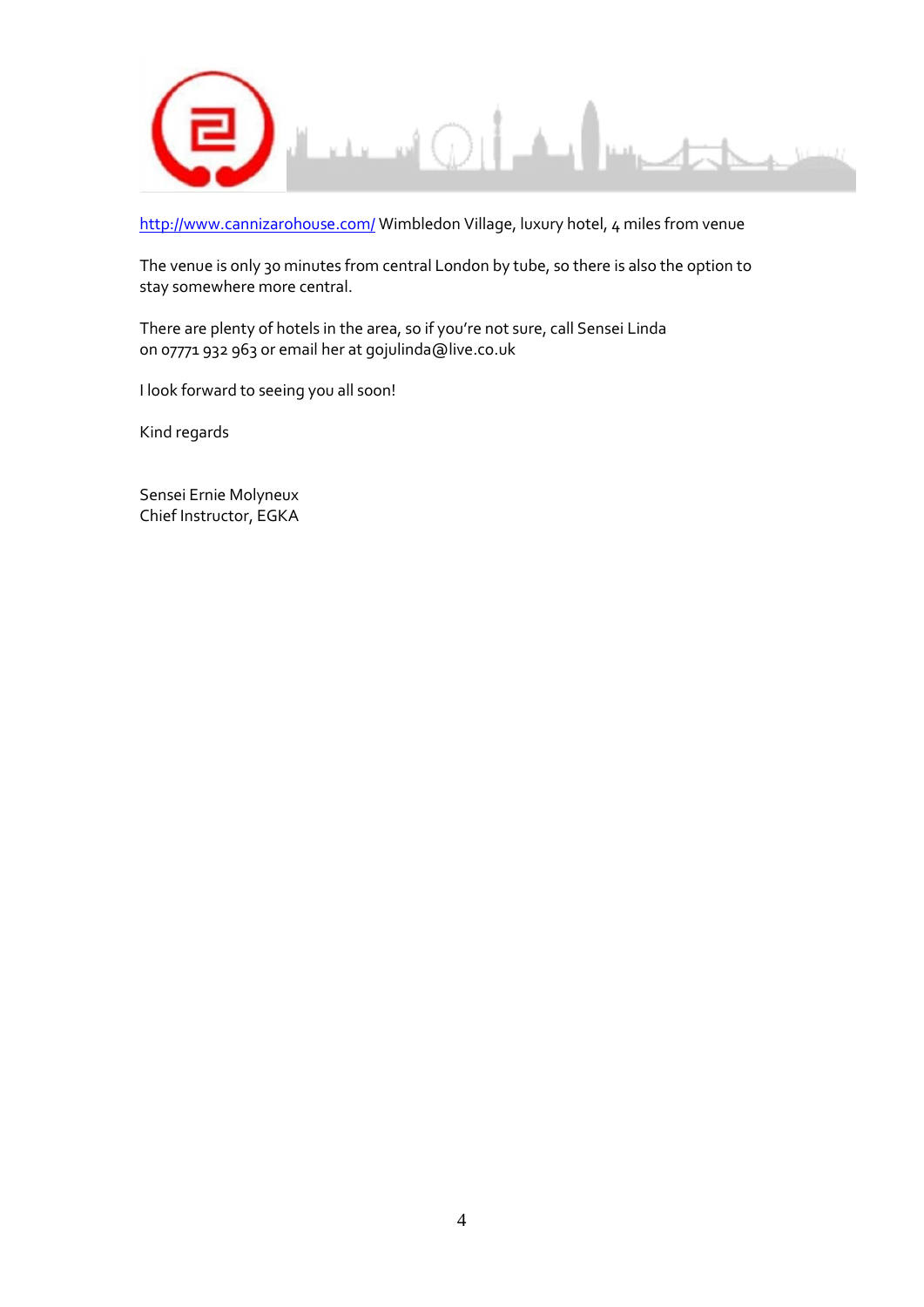http://www.cannizarohouse.com/ Wimbledon Village, luxury hotel, 4 miles from venue

The venue is only 30 minutes from central London by tube, so there is also the option to stay somewhere more central.

There are plenty of hotels in the area, so if you're not sure, call Sensei Linda on 07771 932 963 or email her at gojulinda@live.co.uk

I look forward to seeing you all soon!

Kind regards

Sensei Ernie Molyneux
Chief Instructor, EGKA